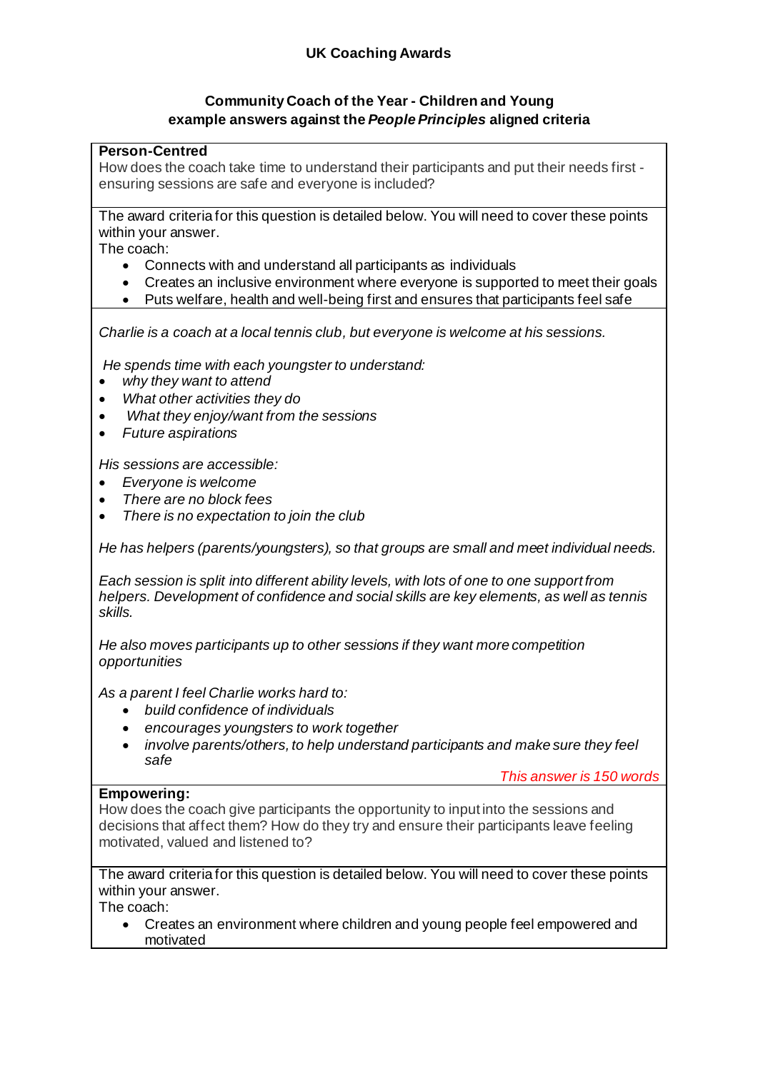# UK Coaching Awards

## Community Coach of the Year - Children and Young example answers against the *People Principles* aligned criteria

**Person-Centred**

How does the coach take time to understand their participants and put their needs first - ensuring sessions are safe and everyone is included?

The award criteria for this question is detailed below. You will need to cover these points within your answer.

The coach:

- Connects with and understand all participants as individuals
- Creates an inclusive environment where everyone is supported to meet their goals
- Puts welfare, health and well-being first and ensures that participants feel safe

*Charlie is a coach at a local tennis club, but everyone is welcome at his sessions.*

*He spends time with each youngster to understand:*

- *why they want to attend*
- *What other activities they do*
- *What they enjoy/want from the sessions*
- *Future aspirations*

*His sessions are accessible:*

- *Everyone is welcome*
- *There are no block fees*
- *There is no expectation to join the club*

*He has helpers (parents/youngsters), so that groups are small and meet individual needs.*

*Each session is split into different ability levels, with lots of one to one support from helpers. Development of confidence and social skills are key elements, as well as tennis skills.*

*He also moves participants up to other sessions if they want more competition opportunities*

*As a parent I feel Charlie works hard to:*

- *build confidence of individuals*
- *encourages youngsters to work together*
- *involve parents/others, to help understand participants and make sure they feel safe*

This answer is 150 words

**Empowering:**

How does the coach give participants the opportunity to input into the sessions and decisions that affect them? How do they try and ensure their participants leave feeling motivated, valued and listened to?

The award criteria for this question is detailed below. You will need to cover these points within your answer.

The coach:

- Creates an environment where children and young people feel empowered and motivated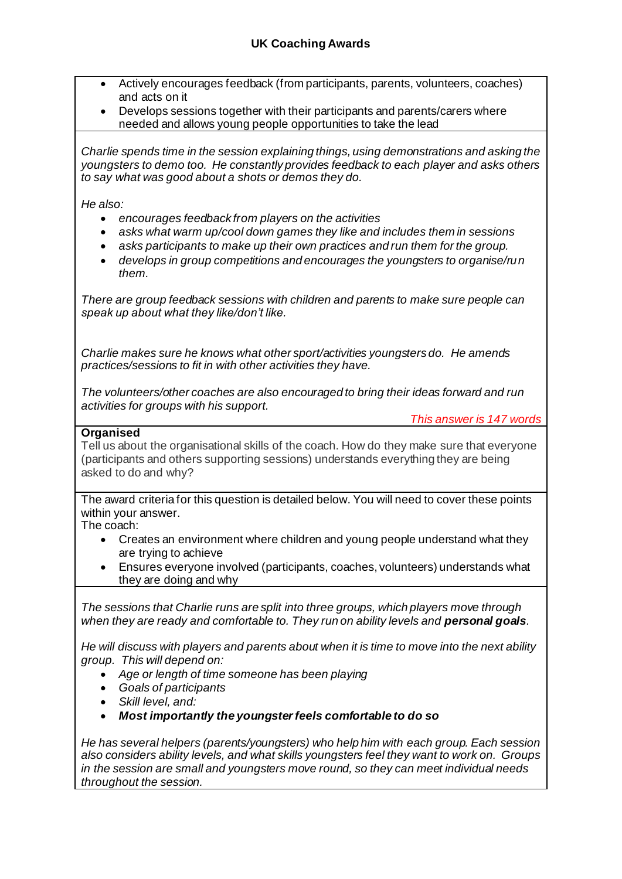- Actively encourages feedback (from participants, parents, volunteers, coaches) and acts on it
- Develops sessions together with their participants and parents/carers where needed and allows young people opportunities to take the lead

*Charlie spends time in the session explaining things, using demonstrations and asking the youngsters to demo too. He constantly provides feedback to each player and asks others to say what was good about a shots or demos they do.*

*He also:*

- *encourages feedback from players on the activities*
- *asks what warm up/cool down games they like and includes them in sessions*
- *asks participants to make up their own practices and run them for the group.*
- *develops in group competitions and encourages the youngsters to organise/run them.*

*There are group feedback sessions with children and parents to make sure people can speak up about what they like/don't like.*

*Charlie makes sure he knows what other sport/activities youngsters do. He amends practices/sessions to fit in with other activities they have.*

*The volunteers/other coaches are also encouraged to bring their ideas forward and run activities for groups with his support.*

*This answer is 147 words*

**Organised**

Tell us about the organisational skills of the coach. How do they make sure that everyone (participants and others supporting sessions) understands everything they are being asked to do and why?

The award criteria for this question is detailed below. You will need to cover these points within your answer.

The coach:

- Creates an environment where children and young people understand what they are trying to achieve
- Ensures everyone involved (participants, coaches, volunteers) understands what they are doing and why

*The sessions that Charlie runs are split into three groups, which players move through when they are ready and comfortable to. They run on ability levels and **personal goals**.*

*He will discuss with players and parents about when it is time to move into the next ability group. This will depend on:*

- *Age or length of time someone has been playing*
- *Goals of participants*
- *Skill level, and:*
- ***Most importantly the youngster feels comfortable to do so***

*He has several helpers (parents/youngsters) who help him with each group. Each session also considers ability levels, and what skills youngsters feel they want to work on. Groups in the session are small and youngsters move round, so they can meet individual needs throughout the session.*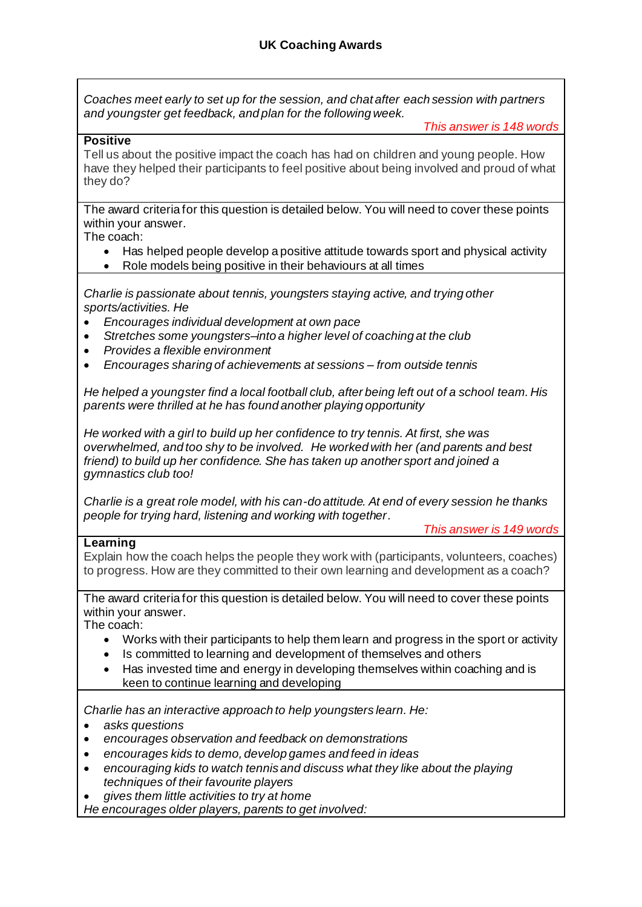## UK Coaching Awards

*Coaches meet early to set up for the session, and chat after each session with partners and youngster get feedback, and plan for the following week.*

This answer is 148 words

### Positive

Tell us about the positive impact the coach has had on children and young people. How have they helped their participants to feel positive about being involved and proud of what they do?

The award criteria for this question is detailed below. You will need to cover these points within your answer.
The coach:

- Has helped people develop a positive attitude towards sport and physical activity
- Role models being positive in their behaviours at all times

*Charlie is passionate about tennis, youngsters staying active, and trying other sports/activities. He*

- *Encourages individual development at own pace*
- *Stretches some youngsters–into a higher level of coaching at the club*
- *Provides a flexible environment*
- *Encourages sharing of achievements at sessions – from outside tennis*

*He helped a youngster find a local football club, after being left out of a school team. His parents were thrilled at he has found another playing opportunity*

*He worked with a girl to build up her confidence to try tennis. At first, she was overwhelmed, and too shy to be involved. He worked with her (and parents and best friend) to build up her confidence. She has taken up another sport and joined a gymnastics club too!*

*Charlie is a great role model, with his can-do attitude. At end of every session he thanks people for trying hard, listening and working with together.*

This answer is 149 words

### Learning

Explain how the coach helps the people they work with (participants, volunteers, coaches) to progress. How are they committed to their own learning and development as a coach?

The award criteria for this question is detailed below. You will need to cover these points within your answer.
The coach:

- Works with their participants to help them learn and progress in the sport or activity
- Is committed to learning and development of themselves and others
- Has invested time and energy in developing themselves within coaching and is keen to continue learning and developing

*Charlie has an interactive approach to help youngsters learn. He:*

- *asks questions*
- *encourages observation and feedback on demonstrations*
- *encourages kids to demo, develop games and feed in ideas*
- *encouraging kids to watch tennis and discuss what they like about the playing techniques of their favourite players*
- *gives them little activities to try at home*

*He encourages older players, parents to get involved:*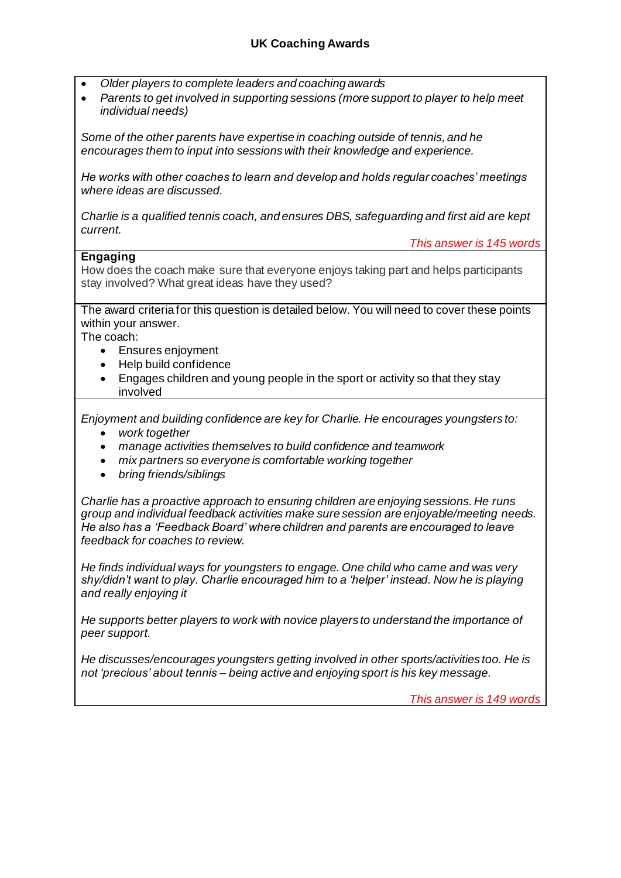- *Older players to complete leaders and coaching awards*
- *Parents to get involved in supporting sessions (more support to player to help meet individual needs)*

*Some of the other parents have expertise in coaching outside of tennis, and he encourages them to input into sessions with their knowledge and experience.*

*He works with other coaches to learn and develop and holds regular coaches' meetings where ideas are discussed.*

*Charlie is a qualified tennis coach, and ensures DBS, safeguarding and first aid are kept current.*

This answer is 145 words

**Engaging**

How does the coach make sure that everyone enjoys taking part and helps participants stay involved? What great ideas have they used?

The award criteria for this question is detailed below. You will need to cover these points within your answer.

The coach:

- Ensures enjoyment
- Help build confidence
- Engages children and young people in the sport or activity so that they stay involved

*Enjoyment and building confidence are key for Charlie. He encourages youngsters to:*

- *work together*
- *manage activities themselves to build confidence and teamwork*
- *mix partners so everyone is comfortable working together*
- *bring friends/siblings*

*Charlie has a proactive approach to ensuring children are enjoying sessions. He runs group and individual feedback activities make sure session are enjoyable/meeting needs. He also has a 'Feedback Board' where children and parents are encouraged to leave feedback for coaches to review.*

*He finds individual ways for youngsters to engage. One child who came and was very shy/didn't want to play. Charlie encouraged him to a 'helper' instead. Now he is playing and really enjoying it*

*He supports better players to work with novice players to understand the importance of peer support.*

*He discusses/encourages youngsters getting involved in other sports/activities too. He is not 'precious' about tennis – being active and enjoying sport is his key message.*

This answer is 149 words